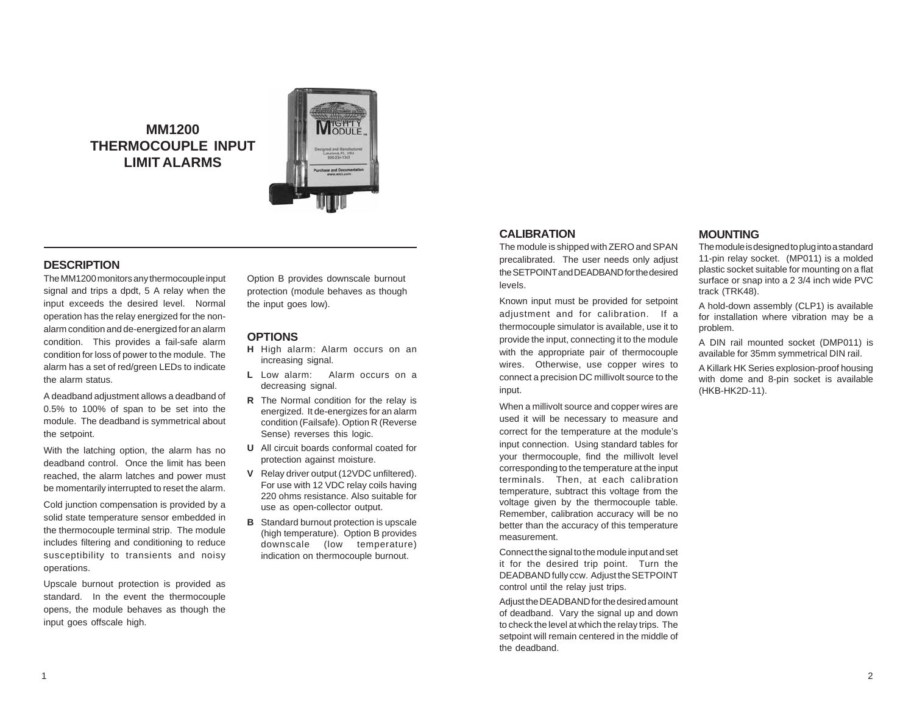# MM1200 THERMOCOUPLE INPUT LIMIT ALARMS

## DESCRIPTION

The MM1200 monitors any thermocouple input signal and trips a dpdt, 5 A relay when the input exceeds the desired level. Normal operation has the relay energized for the non-alarm condition and de-energized for an alarm condition. This provides a fail-safe alarm condition for loss of power to the module. The alarm has a set of red/green LEDs to indicate the alarm status.

A deadband adjustment allows a deadband of 0.5% to 100% of span to be set into the module. The deadband is symmetrical about the setpoint.

With the latching option, the alarm has no deadband control. Once the limit has been reached, the alarm latches and power must be momentarily interrupted to reset the alarm.

Cold junction compensation is provided by a solid state temperature sensor embedded in the thermocouple terminal strip. The module includes filtering and conditioning to reduce susceptibility to transients and noisy operations.

Upscale burnout protection is provided as standard. In the event the thermocouple opens, the module behaves as though the input goes offscale high.

Option B provides downscale burnout protection (module behaves as though the input goes low).

## OPTIONS

- **H** High alarm: Alarm occurs on an increasing signal.
- **L** Low alarm: Alarm occurs on a decreasing signal.
- **R** The Normal condition for the relay is energized. It de-energizes for an alarm condition (Failsafe). Option R (Reverse Sense) reverses this logic.
- **U** All circuit boards conformal coated for protection against moisture.
- **V** Relay driver output (12VDC unfiltered). For use with 12 VDC relay coils having 220 ohms resistance. Also suitable for use as open-collector output.
- **B** Standard burnout protection is upscale (high temperature). Option B provides downscale (low temperature) indication on thermocouple burnout.

## CALIBRATION

The module is shipped with ZERO and SPAN precalibrated. The user needs only adjust the SETPOINT and DEADBAND for the desired levels.

Known input must be provided for setpoint adjustment and for calibration. If a thermocouple simulator is available, use it to provide the input, connecting it to the module with the appropriate pair of thermocouple wires. Otherwise, use copper wires to connect a precision DC millivolt source to the input.

When a millivolt source and copper wires are used it will be necessary to measure and correct for the temperature at the module's input connection. Using standard tables for your thermocouple, find the millivolt level corresponding to the temperature at the input terminals. Then, at each calibration temperature, subtract this voltage from the voltage given by the thermocouple table. Remember, calibration accuracy will be no better than the accuracy of this temperature measurement.

Connect the signal to the module input and set it for the desired trip point. Turn the DEADBAND fully ccw. Adjust the SETPOINT control until the relay just trips.

Adjust the DEADBAND for the desired amount of deadband. Vary the signal up and down to check the level at which the relay trips. The setpoint will remain centered in the middle of the deadband.

## MOUNTING

The module is designed to plug into a standard 11-pin relay socket. (MP011) is a molded plastic socket suitable for mounting on a flat surface or snap into a 2 3/4 inch wide PVC track (TRK48).

A hold-down assembly (CLP1) is available for installation where vibration may be a problem.

A DIN rail mounted socket (DMP011) is available for 35mm symmetrical DIN rail.

A Killark HK Series explosion-proof housing with dome and 8-pin socket is available (HKB-HK2D-11).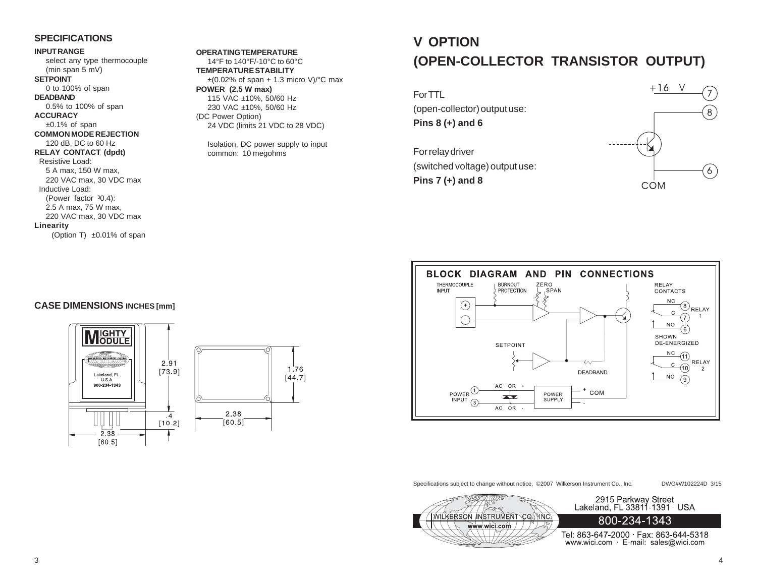## SPECIFICATIONS

**INPUT RANGE**
select any type thermocouple (min span 5 mV)

**SETPOINT**
0 to 100% of span

**DEADBAND**
0.5% to 100% of span

**ACCURACY**
±0.1% of span

**COMMON MODE REJECTION**
120 dB, DC to 60 Hz

**RELAY CONTACT (dpdt)**
Resistive Load:
5 A max, 150 W max,
220 VAC max, 30 VDC max
Inductive Load:
(Power factor ³0.4):
2.5 A max, 75 W max,
220 VAC max, 30 VDC max

**Linearity**
(Option T) ±0.01% of span

**OPERATING TEMPERATURE**
14°F to 140°F/-10°C to 60°C

**TEMPERATURE STABILITY**
±(0.02% of span + 1.3 micro V)/°C max

**POWER (2.5 W max)**
115 VAC ±10%, 50/60 Hz
230 VAC ±10%, 50/60 Hz
(DC Power Option)
24 VDC (limits 21 VDC to 28 VDC)

Isolation, DC power supply to input common: 10 megohms

## CASE DIMENSIONS INCHES [mm]

MIGHTY MODULE
Lakeland, FL.
U.S.A.
800-234-1343

2.91 [73.9]
.4 [10.2]
2.38 [60.5]
1.76 [44.7]
2.38 [60.5]

# V OPTION
# (OPEN-COLLECTOR TRANSISTOR OUTPUT)

For TTL
(open-collector) output use:
**Pins 8 (+) and 6**

For relay driver
(switched voltage) output use:
**Pins 7 (+) and 8**

+16 V
7
8
6
COM

### BLOCK DIAGRAM AND PIN CONNECTIONS

THERMOCOUPLE INPUT
BURNOUT PROTECTION
ZERO
SPAN
SETPOINT
DEADBAND
RELAY CONTACTS
NC 8 RELAY 1
C 7
NO 6
SHOWN DE-ENERGIZED
NC 11 RELAY 2
C 10
NO 9
POWER INPUT
1 AC OR +
3 AC OR -
POWER SUPPLY
+ COM
-

Specifications subject to change without notice. ©2007 Wilkerson Instrument Co., Inc. DWG#W102224D 3/15

WILKERSON INSTRUMENT CO., INC.
www.wici.com
2915 Parkway Street
Lakeland, FL 33811-1391 · USA
800-234-1343
Tel: 863-647-2000 · Fax: 863-644-5318
www.wici.com · E-mail: sales@wici.com